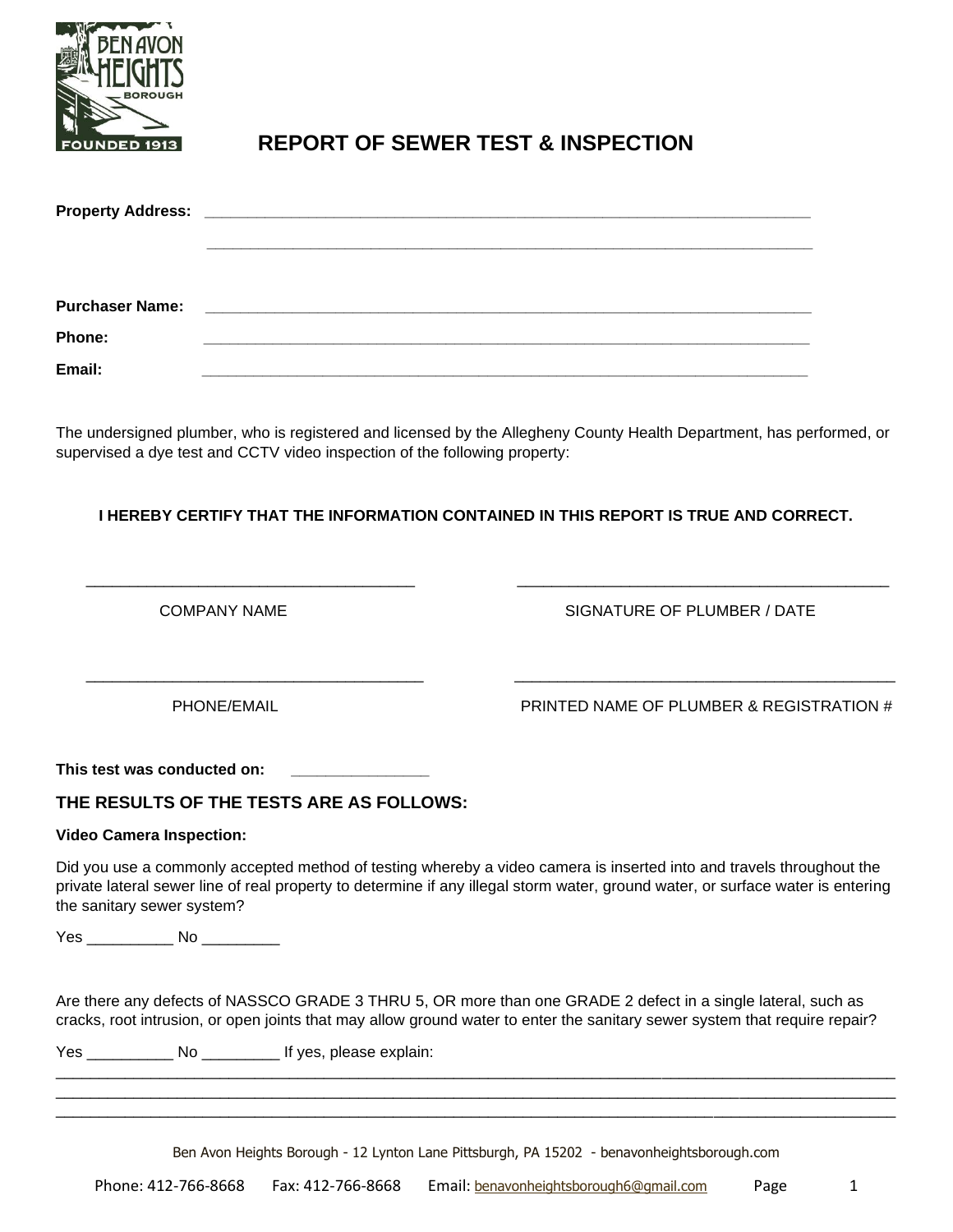# REPORT OF SEWER TEST & INSPECTION

**Property Address:** ___________________________________________________________________________

___________________________________________________________________________

**Purchaser Name:** ___________________________________________________________________________

**Phone:** ___________________________________________________________________________

**Email:** ___________________________________________________________________________

The undersigned plumber, who is registered and licensed by the Allegheny County Health Department, has performed, or supervised a dye test and CCTV video inspection of the following property:

**I HEREBY CERTIFY THAT THE INFORMATION CONTAINED IN THIS REPORT IS TRUE AND CORRECT.**

| ______________________________________ | ______________________________________ |
|---|---|
| COMPANY NAME | SIGNATURE OF PLUMBER / DATE |
| ______________________________________ | ______________________________________ |
| PHONE/EMAIL | PRINTED NAME OF PLUMBER & REGISTRATION # |

**This test was conducted on:** ________________

## THE RESULTS OF THE TESTS ARE AS FOLLOWS:

**Video Camera Inspection:**

Did you use a commonly accepted method of testing whereby a video camera is inserted into and travels throughout the private lateral sewer line of real property to determine if any illegal storm water, ground water, or surface water is entering the sanitary sewer system?

Yes __________ No _________

Are there any defects of NASSCO GRADE 3 THRU 5, OR more than one GRADE 2 defect in a single lateral, such as cracks, root intrusion, or open joints that may allow ground water to enter the sanitary sewer system that require repair?

Yes __________ No _________ If yes, please explain:

____________________________________________________________________________________________________

____________________________________________________________________________________________________

____________________________________________________________________________________________________

Ben Avon Heights Borough - 12 Lynton Lane Pittsburgh, PA 15202 - benavonheightsborough.com

Phone: 412-766-8668 Fax: 412-766-8668 Email: benavonheightsborough6@gmail.com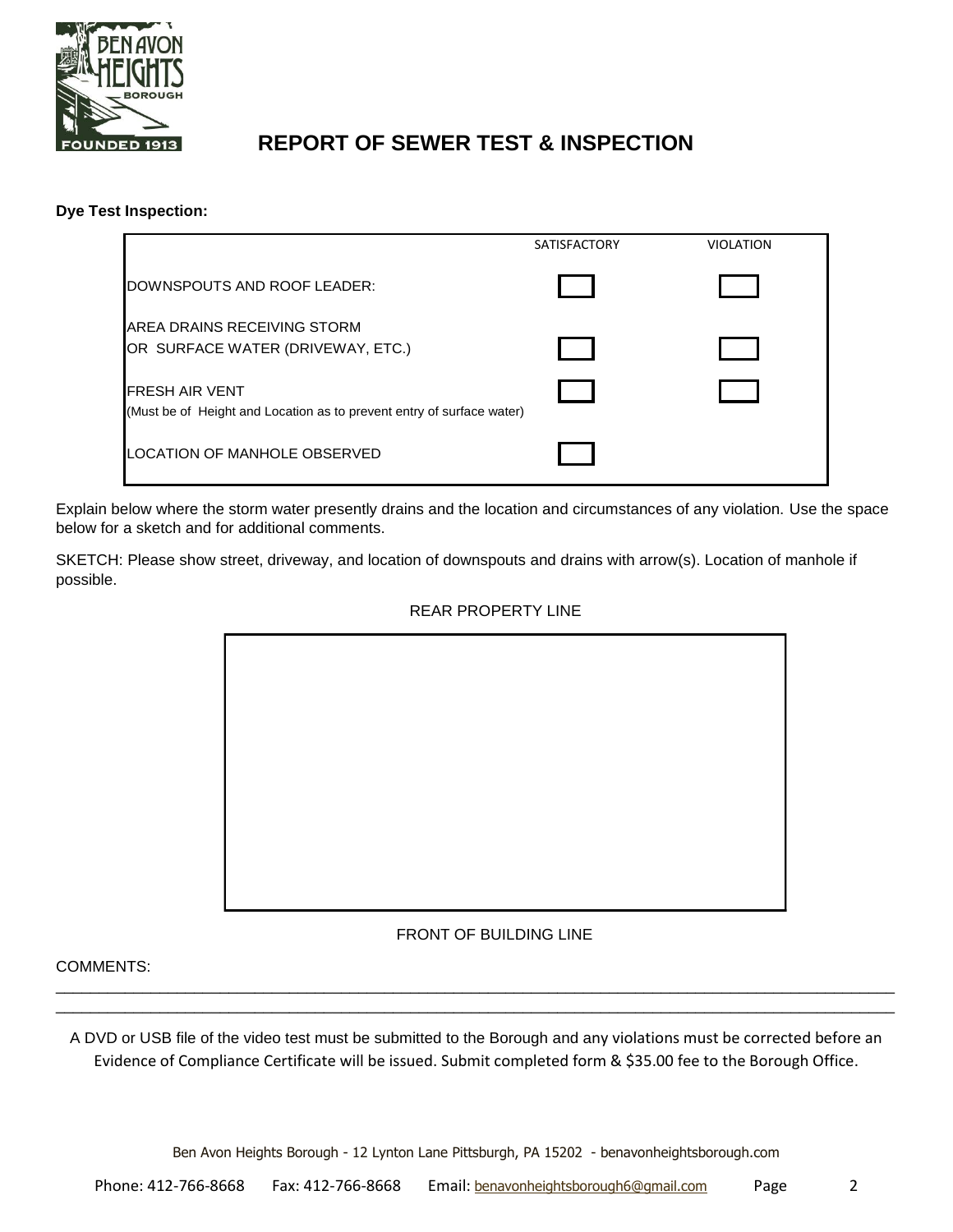# REPORT OF SEWER TEST & INSPECTION

**Dye Test Inspection:**

| | SATISFACTORY | VIOLATION |
|---|---|---|
| DOWNSPOUTS AND ROOF LEADER: | ☐ | ☐ |
| AREA DRAINS RECEIVING STORM OR SURFACE WATER (DRIVEWAY, ETC.) | ☐ | ☐ |
| FRESH AIR VENT (Must be of Height and Location as to prevent entry of surface water) | ☐ | ☐ |
| LOCATION OF MANHOLE OBSERVED | ☐ | |

Explain below where the storm water presently drains and the location and circumstances of any violation. Use the space below for a sketch and for additional comments.

SKETCH: Please show street, driveway, and location of downspouts and drains with arrow(s). Location of manhole if possible.

REAR PROPERTY LINE

FRONT OF BUILDING LINE

COMMENTS:

\_\_\_\_\_\_\_\_\_\_\_\_\_\_\_\_\_\_\_\_\_\_\_\_\_\_\_\_\_\_\_\_\_\_\_\_\_\_\_\_\_\_\_\_\_\_\_\_\_\_\_\_\_\_\_\_\_\_\_\_\_\_\_\_\_\_\_\_\_\_\_\_\_\_\_\_\_\_

\_\_\_\_\_\_\_\_\_\_\_\_\_\_\_\_\_\_\_\_\_\_\_\_\_\_\_\_\_\_\_\_\_\_\_\_\_\_\_\_\_\_\_\_\_\_\_\_\_\_\_\_\_\_\_\_\_\_\_\_\_\_\_\_\_\_\_\_\_\_\_\_\_\_\_\_\_\_

A DVD or USB file of the video test must be submitted to the Borough and any violations must be corrected before an Evidence of Compliance Certificate will be issued. Submit completed form & $35.00 fee to the Borough Office.

Ben Avon Heights Borough - 12 Lynton Lane Pittsburgh, PA 15202 - benavonheightsborough.com

Phone: 412-766-8668 Fax: 412-766-8668 Email: benavonheightsborough6@gmail.com